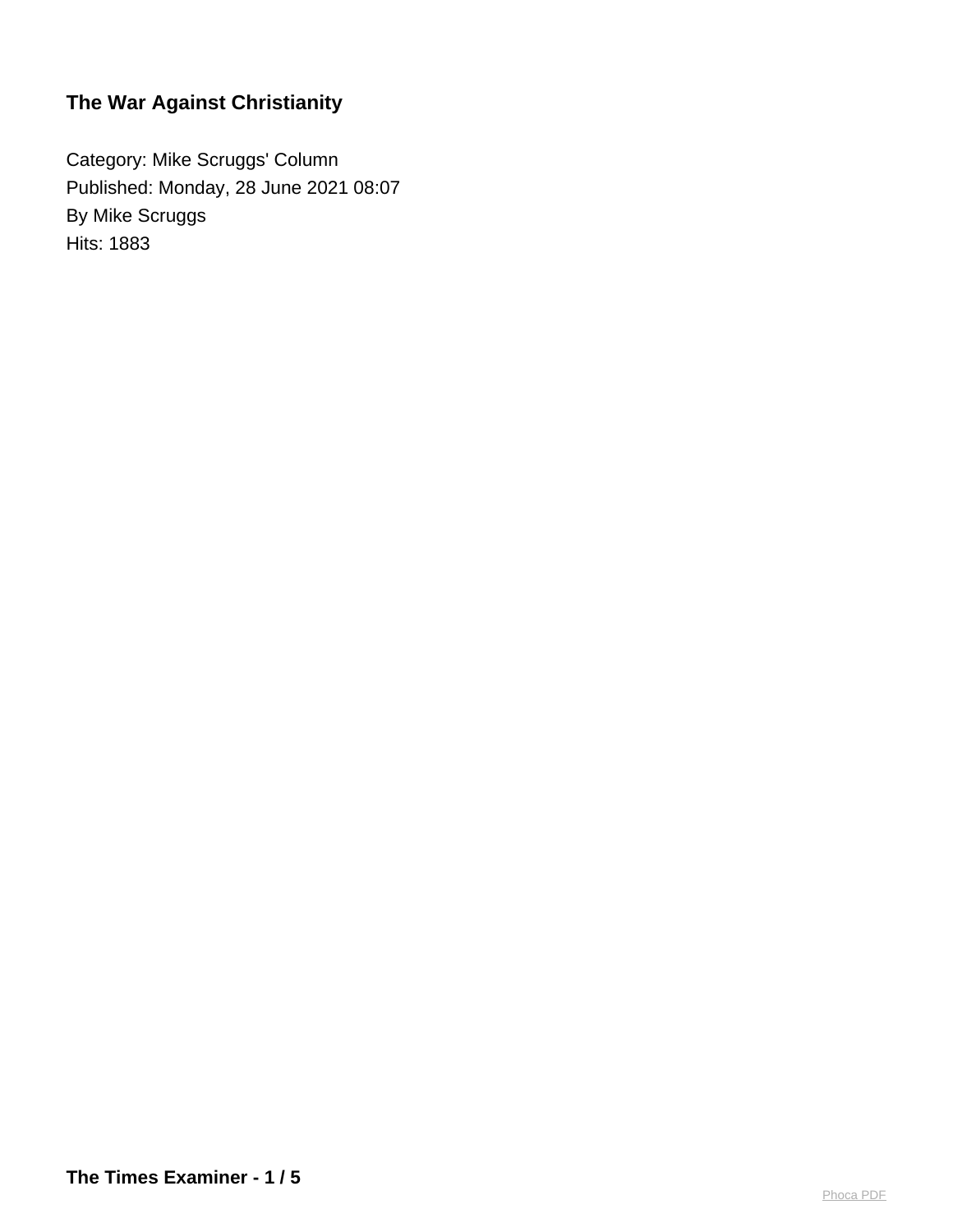# The War Against Christianity

Category: Mike Scruggs' Column
Published: Monday, 28 June 2021 08:07
By Mike Scruggs
Hits: 1883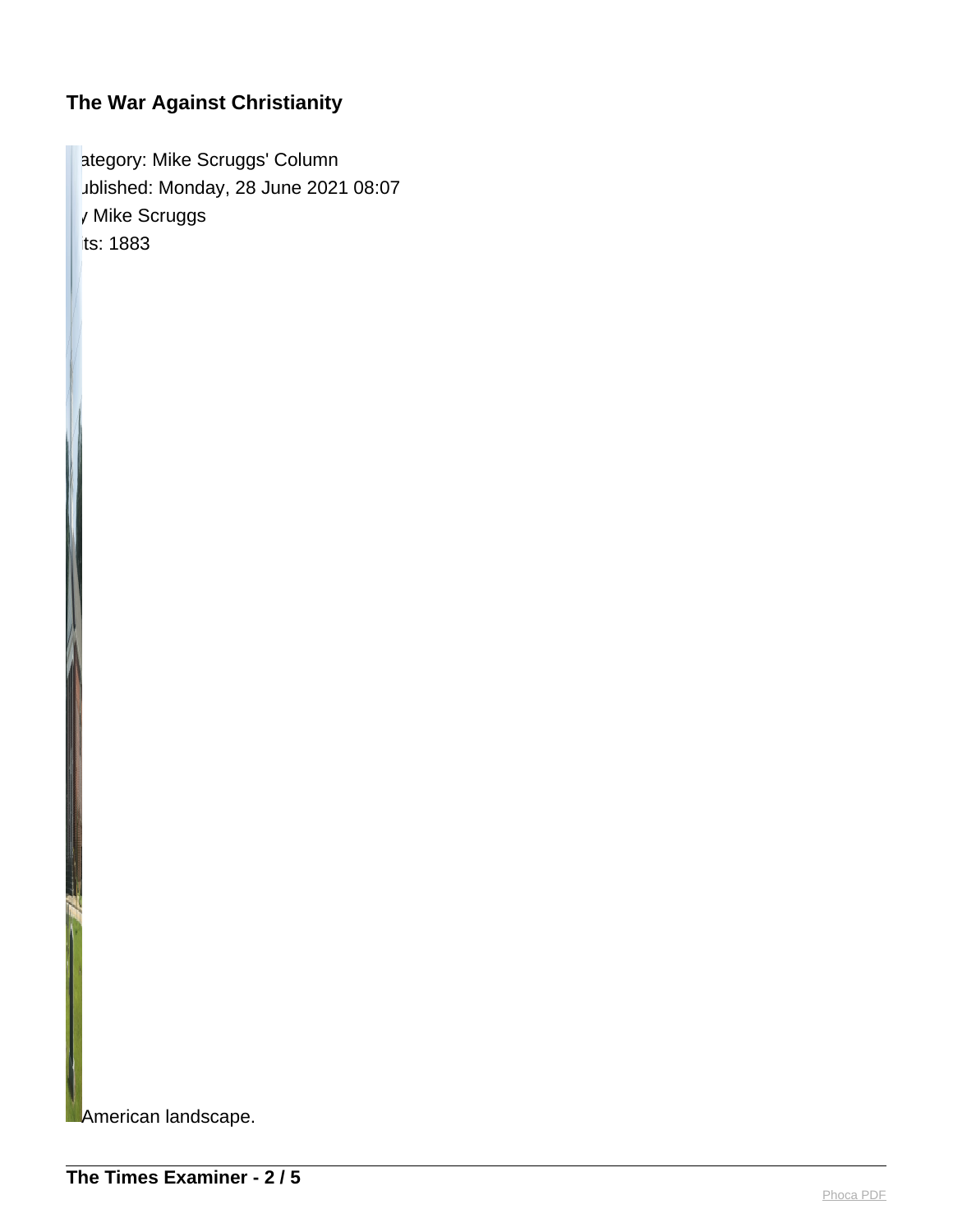**The War Against Christianity**

ategory: Mike Scruggs' Column
ublished: Monday, 28 June 2021 08:07
/ Mike Scruggs
ts: 1883

American landscape.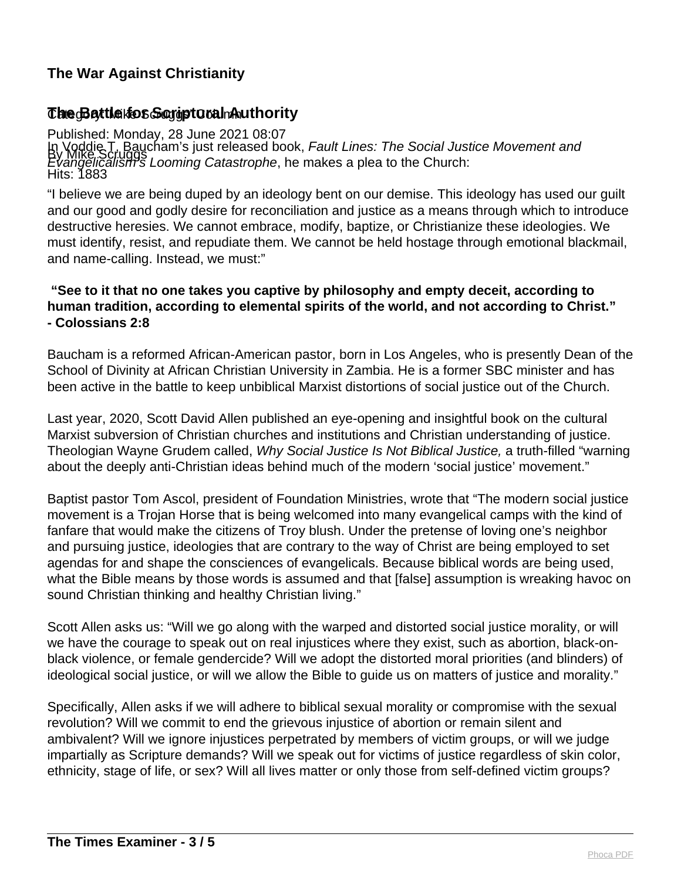## The War Against Christianity

### The Battle for Scriptural Authority

Category: Mike Scruggs Column

Published: Monday, 28 June 2021 08:07

By Mike Scruggs

Hits: 1883

In Voddie T. Baucham's just released book, *Fault Lines: The Social Justice Movement and Evangelicalism's Looming Catastrophe*, he makes a plea to the Church:

"I believe we are being duped by an ideology bent on our demise. This ideology has used our guilt and our good and godly desire for reconciliation and justice as a means through which to introduce destructive heresies. We cannot embrace, modify, baptize, or Christianize these ideologies. We must identify, resist, and repudiate them. We cannot be held hostage through emotional blackmail, and name-calling. Instead, we must:"

**"See to it that no one takes you captive by philosophy and empty deceit, according to human tradition, according to elemental spirits of the world, and not according to Christ." - Colossians 2:8**

Baucham is a reformed African-American pastor, born in Los Angeles, who is presently Dean of the School of Divinity at African Christian University in Zambia. He is a former SBC minister and has been active in the battle to keep unbiblical Marxist distortions of social justice out of the Church.

Last year, 2020, Scott David Allen published an eye-opening and insightful book on the cultural Marxist subversion of Christian churches and institutions and Christian understanding of justice. Theologian Wayne Grudem called, *Why Social Justice Is Not Biblical Justice,* a truth-filled "warning about the deeply anti-Christian ideas behind much of the modern 'social justice' movement."

Baptist pastor Tom Ascol, president of Foundation Ministries, wrote that "The modern social justice movement is a Trojan Horse that is being welcomed into many evangelical camps with the kind of fanfare that would make the citizens of Troy blush. Under the pretense of loving one's neighbor and pursuing justice, ideologies that are contrary to the way of Christ are being employed to set agendas for and shape the consciences of evangelicals. Because biblical words are being used, what the Bible means by those words is assumed and that [false] assumption is wreaking havoc on sound Christian thinking and healthy Christian living."

Scott Allen asks us: "Will we go along with the warped and distorted social justice morality, or will we have the courage to speak out on real injustices where they exist, such as abortion, black-on-black violence, or female gendercide? Will we adopt the distorted moral priorities (and blinders) of ideological social justice, or will we allow the Bible to guide us on matters of justice and morality."

Specifically, Allen asks if we will adhere to biblical sexual morality or compromise with the sexual revolution? Will we commit to end the grievous injustice of abortion or remain silent and ambivalent? Will we ignore injustices perpetrated by members of victim groups, or will we judge impartially as Scripture demands? Will we speak out for victims of justice regardless of skin color, ethnicity, stage of life, or sex? Will all lives matter or only those from self-defined victim groups?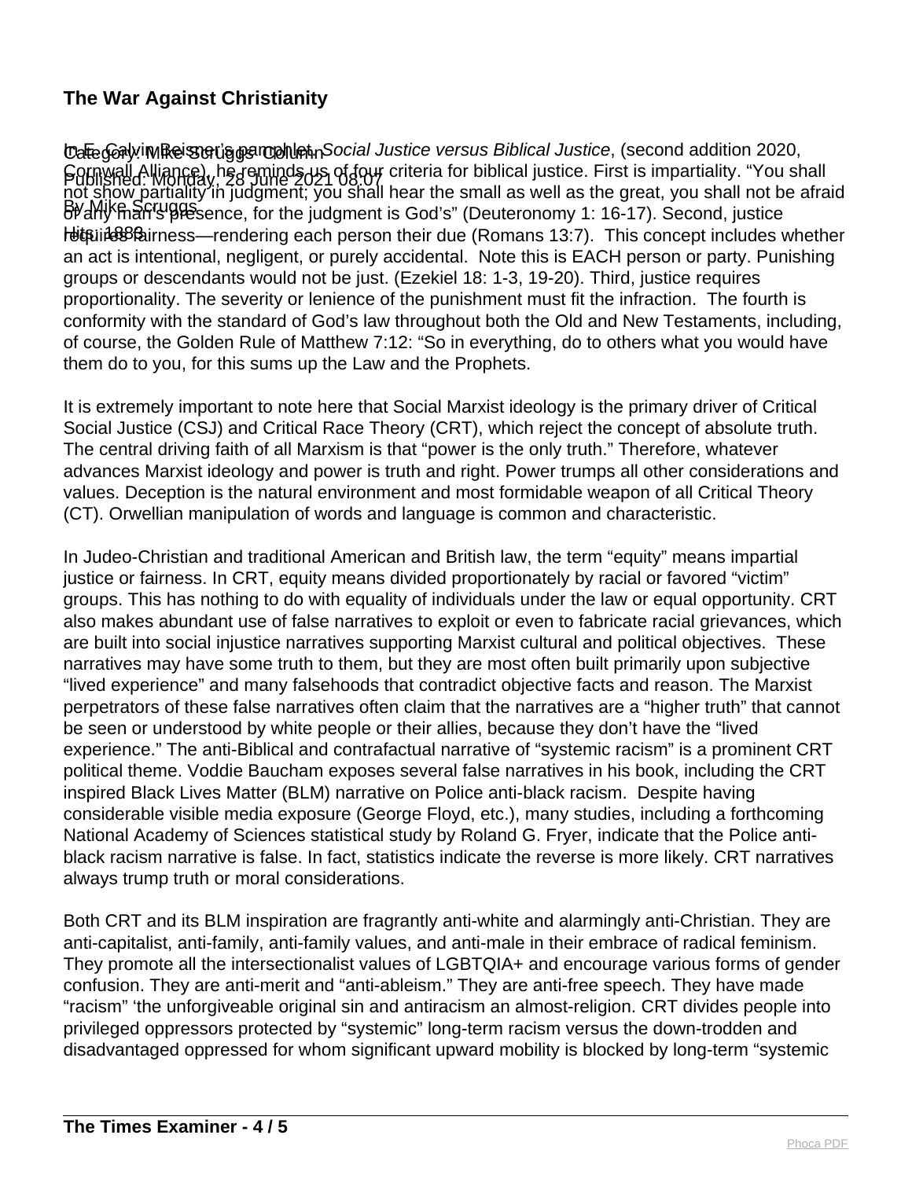## The War Against Christianity

Category: Mike Scruggs' Column
Published: Monday, 28 June 2021 08:07
By Mike Scruggs
Hits: 1889

In E. Calvin Beisner's pamphlet, *Social Justice versus Biblical Justice*, (second addition 2020, Cornwall Alliance), he reminds us of four criteria for biblical justice. First is impartiality. "You shall not show partiality in judgment; you shall hear the small as well as the great, you shall not be afraid of any man's presence, for the judgment is God's" (Deuteronomy 1: 16-17). Second, justice requires fairness—rendering each person their due (Romans 13:7). This concept includes whether an act is intentional, negligent, or purely accidental. Note this is EACH person or party. Punishing groups or descendants would not be just. (Ezekiel 18: 1-3, 19-20). Third, justice requires proportionality. The severity or lenience of the punishment must fit the infraction. The fourth is conformity with the standard of God's law throughout both the Old and New Testaments, including, of course, the Golden Rule of Matthew 7:12: "So in everything, do to others what you would have them do to you, for this sums up the Law and the Prophets.

It is extremely important to note here that Social Marxist ideology is the primary driver of Critical Social Justice (CSJ) and Critical Race Theory (CRT), which reject the concept of absolute truth. The central driving faith of all Marxism is that "power is the only truth." Therefore, whatever advances Marxist ideology and power is truth and right. Power trumps all other considerations and values. Deception is the natural environment and most formidable weapon of all Critical Theory (CT). Orwellian manipulation of words and language is common and characteristic.

In Judeo-Christian and traditional American and British law, the term "equity" means impartial justice or fairness. In CRT, equity means divided proportionately by racial or favored "victim" groups. This has nothing to do with equality of individuals under the law or equal opportunity. CRT also makes abundant use of false narratives to exploit or even to fabricate racial grievances, which are built into social injustice narratives supporting Marxist cultural and political objectives. These narratives may have some truth to them, but they are most often built primarily upon subjective "lived experience" and many falsehoods that contradict objective facts and reason. The Marxist perpetrators of these false narratives often claim that the narratives are a "higher truth" that cannot be seen or understood by white people or their allies, because they don't have the "lived experience." The anti-Biblical and contrafactual narrative of "systemic racism" is a prominent CRT political theme. Voddie Baucham exposes several false narratives in his book, including the CRT inspired Black Lives Matter (BLM) narrative on Police anti-black racism. Despite having considerable visible media exposure (George Floyd, etc.), many studies, including a forthcoming National Academy of Sciences statistical study by Roland G. Fryer, indicate that the Police anti-black racism narrative is false. In fact, statistics indicate the reverse is more likely. CRT narratives always trump truth or moral considerations.

Both CRT and its BLM inspiration are fragrantly anti-white and alarmingly anti-Christian. They are anti-capitalist, anti-family, anti-family values, and anti-male in their embrace of radical feminism. They promote all the intersectionalist values of LGBTQIA+ and encourage various forms of gender confusion. They are anti-merit and "anti-ableism." They are anti-free speech. They have made "racism" 'the unforgiveable original sin and antiracism an almost-religion. CRT divides people into privileged oppressors protected by "systemic" long-term racism versus the down-trodden and disadvantaged oppressed for whom significant upward mobility is blocked by long-term "systemic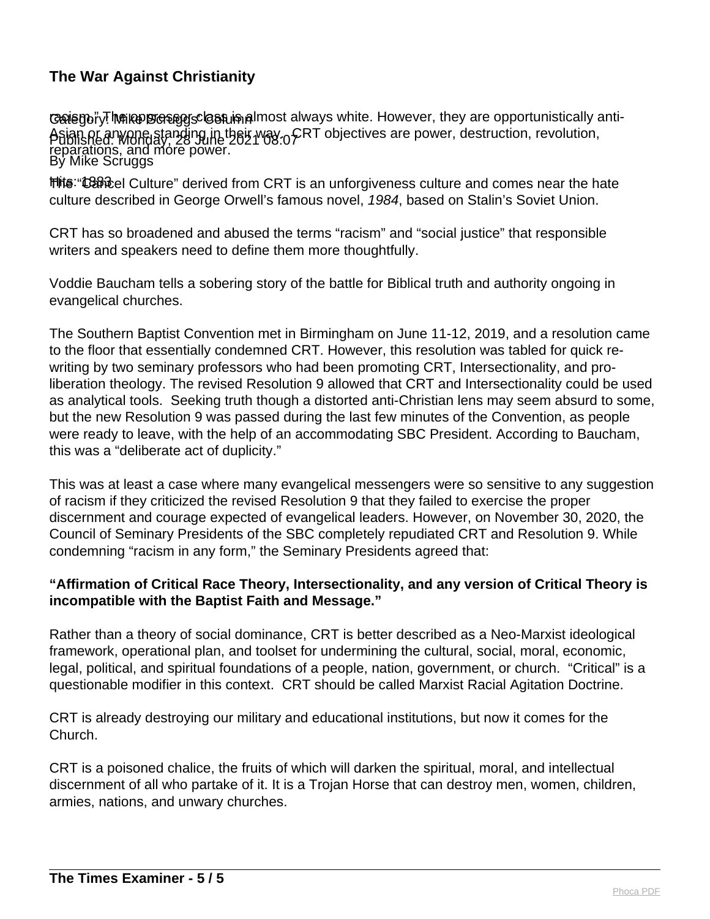racism." The oppressor class is almost always white. However, they are opportunistically anti-Asian or anyone standing in their way. CRT objectives are power, destruction, revolution, reparations, and more power.

The "Cancel Culture" derived from CRT is an unforgiveness culture and comes near the hate culture described in George Orwell's famous novel, *1984*, based on Stalin's Soviet Union.

CRT has so broadened and abused the terms "racism" and "social justice" that responsible writers and speakers need to define them more thoughtfully.

Voddie Baucham tells a sobering story of the battle for Biblical truth and authority ongoing in evangelical churches.

The Southern Baptist Convention met in Birmingham on June 11-12, 2019, and a resolution came to the floor that essentially condemned CRT. However, this resolution was tabled for quick re-writing by two seminary professors who had been promoting CRT, Intersectionality, and pro-liberation theology. The revised Resolution 9 allowed that CRT and Intersectionality could be used as analytical tools. Seeking truth though a distorted anti-Christian lens may seem absurd to some, but the new Resolution 9 was passed during the last few minutes of the Convention, as people were ready to leave, with the help of an accommodating SBC President. According to Baucham, this was a "deliberate act of duplicity."

This was at least a case where many evangelical messengers were so sensitive to any suggestion of racism if they criticized the revised Resolution 9 that they failed to exercise the proper discernment and courage expected of evangelical leaders. However, on November 30, 2020, the Council of Seminary Presidents of the SBC completely repudiated CRT and Resolution 9. While condemning "racism in any form," the Seminary Presidents agreed that:

**"Affirmation of Critical Race Theory, Intersectionality, and any version of Critical Theory is incompatible with the Baptist Faith and Message."**

Rather than a theory of social dominance, CRT is better described as a Neo-Marxist ideological framework, operational plan, and toolset for undermining the cultural, social, moral, economic, legal, political, and spiritual foundations of a people, nation, government, or church. "Critical" is a questionable modifier in this context. CRT should be called Marxist Racial Agitation Doctrine.

CRT is already destroying our military and educational institutions, but now it comes for the Church.

CRT is a poisoned chalice, the fruits of which will darken the spiritual, moral, and intellectual discernment of all who partake of it. It is a Trojan Horse that can destroy men, women, children, armies, nations, and unwary churches.